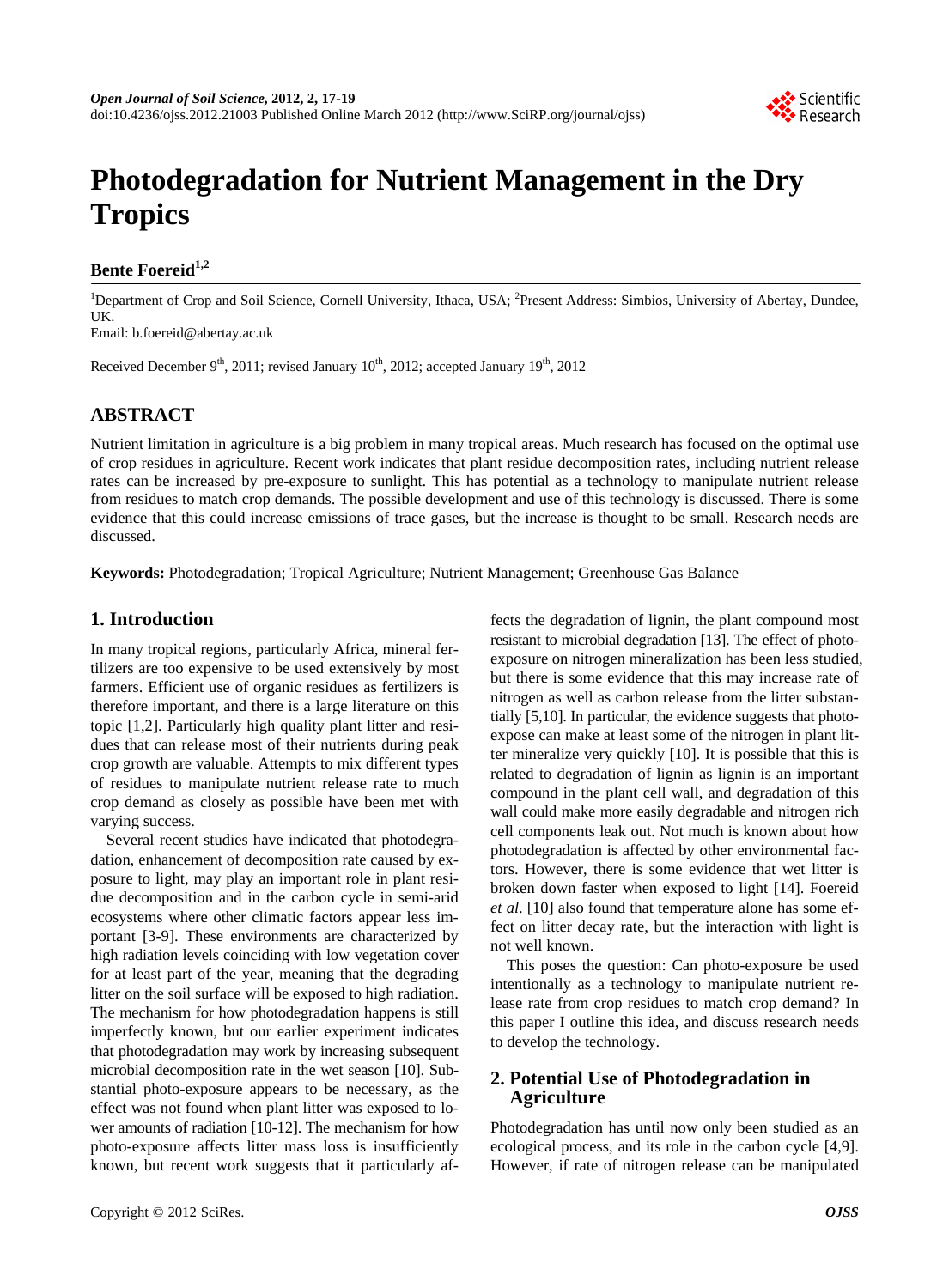# Photodegradation for Nutrient Management in the Dry Tropics

**Bente Foereid[1,2]**

[1]Department of Crop and Soil Science, Cornell University, Ithaca, USA; [2]Present Address: Simbios, University of Abertay, Dundee, UK.
Email: b.foereid@abertay.ac.uk

Received December 9th, 2011; revised January 10th, 2012; accepted January 19th, 2012

## ABSTRACT

Nutrient limitation in agriculture is a big problem in many tropical areas. Much research has focused on the optimal use of crop residues in agriculture. Recent work indicates that plant residue decomposition rates, including nutrient release rates can be increased by pre-exposure to sunlight. This has potential as a technology to manipulate nutrient release from residues to match crop demands. The possible development and use of this technology is discussed. There is some evidence that this could increase emissions of trace gases, but the increase is thought to be small. Research needs are discussed.

**Keywords:** Photodegradation; Tropical Agriculture; Nutrient Management; Greenhouse Gas Balance

## 1. Introduction

In many tropical regions, particularly Africa, mineral fertilizers are too expensive to be used extensively by most farmers. Efficient use of organic residues as fertilizers is therefore important, and there is a large literature on this topic [1,2]. Particularly high quality plant litter and residues that can release most of their nutrients during peak crop growth are valuable. Attempts to mix different types of residues to manipulate nutrient release rate to much crop demand as closely as possible have been met with varying success.

Several recent studies have indicated that photodegradation, enhancement of decomposition rate caused by exposure to light, may play an important role in plant residue decomposition and in the carbon cycle in semi-arid ecosystems where other climatic factors appear less important [3-9]. These environments are characterized by high radiation levels coinciding with low vegetation cover for at least part of the year, meaning that the degrading litter on the soil surface will be exposed to high radiation. The mechanism for how photodegradation happens is still imperfectly known, but our earlier experiment indicates that photodegradation may work by increasing subsequent microbial decomposition rate in the wet season [10]. Substantial photo-exposure appears to be necessary, as the effect was not found when plant litter was exposed to lower amounts of radiation [10-12]. The mechanism for how photo-exposure affects litter mass loss is insufficiently known, but recent work suggests that it particularly affects the degradation of lignin, the plant compound most resistant to microbial degradation [13]. The effect of photo-exposure on nitrogen mineralization has been less studied, but there is some evidence that this may increase rate of nitrogen as well as carbon release from the litter substantially [5,10]. In particular, the evidence suggests that photo-expose can make at least some of the nitrogen in plant litter mineralize very quickly [10]. It is possible that this is related to degradation of lignin as lignin is an important compound in the plant cell wall, and degradation of this wall could make more easily degradable and nitrogen rich cell components leak out. Not much is known about how photodegradation is affected by other environmental factors. However, there is some evidence that wet litter is broken down faster when exposed to light [14]. Foereid *et al*. [10] also found that temperature alone has some effect on litter decay rate, but the interaction with light is not well known.

This poses the question: Can photo-exposure be used intentionally as a technology to manipulate nutrient release rate from crop residues to match crop demand? In this paper I outline this idea, and discuss research needs to develop the technology.

## 2. Potential Use of Photodegradation in Agriculture

Photodegradation has until now only been studied as an ecological process, and its role in the carbon cycle [4,9]. However, if rate of nitrogen release can be manipulated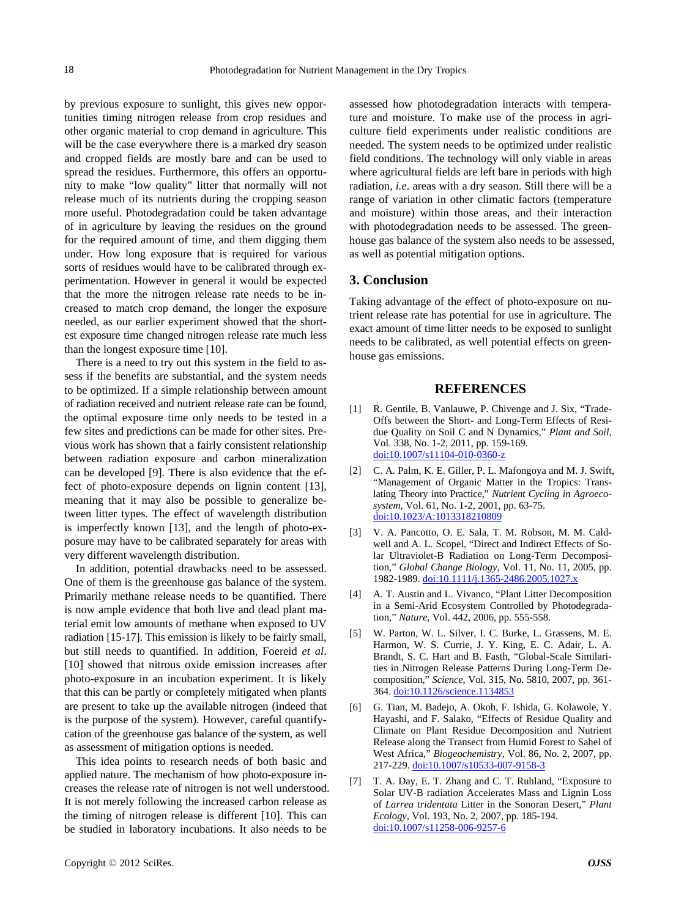by previous exposure to sunlight, this gives new opportunities timing nitrogen release from crop residues and other organic material to crop demand in agriculture. This will be the case everywhere there is a marked dry season and cropped fields are mostly bare and can be used to spread the residues. Furthermore, this offers an opportunity to make "low quality" litter that normally will not release much of its nutrients during the cropping season more useful. Photodegradation could be taken advantage of in agriculture by leaving the residues on the ground for the required amount of time, and them digging them under. How long exposure that is required for various sorts of residues would have to be calibrated through experimentation. However in general it would be expected that the more the nitrogen release rate needs to be increased to match crop demand, the longer the exposure needed, as our earlier experiment showed that the shortest exposure time changed nitrogen release rate much less than the longest exposure time [10].

There is a need to try out this system in the field to assess if the benefits are substantial, and the system needs to be optimized. If a simple relationship between amount of radiation received and nutrient release rate can be found, the optimal exposure time only needs to be tested in a few sites and predictions can be made for other sites. Previous work has shown that a fairly consistent relationship between radiation exposure and carbon mineralization can be developed [9]. There is also evidence that the effect of photo-exposure depends on lignin content [13], meaning that it may also be possible to generalize between litter types. The effect of wavelength distribution is imperfectly known [13], and the length of photo-exposure may have to be calibrated separately for areas with very different wavelength distribution.

In addition, potential drawbacks need to be assessed. One of them is the greenhouse gas balance of the system. Primarily methane release needs to be quantified. There is now ample evidence that both live and dead plant material emit low amounts of methane when exposed to UV radiation [15-17]. This emission is likely to be fairly small, but still needs to quantified. In addition, Foereid *et al*. [10] showed that nitrous oxide emission increases after photo-exposure in an incubation experiment. It is likely that this can be partly or completely mitigated when plants are present to take up the available nitrogen (indeed that is the purpose of the system). However, careful quantifycation of the greenhouse gas balance of the system, as well as assessment of mitigation options is needed.

This idea points to research needs of both basic and applied nature. The mechanism of how photo-exposure increases the release rate of nitrogen is not well understood. It is not merely following the increased carbon release as the timing of nitrogen release is different [10]. This can be studied in laboratory incubations. It also needs to be assessed how photodegradation interacts with temperature and moisture. To make use of the process in agriculture field experiments under realistic conditions are needed. The system needs to be optimized under realistic field conditions. The technology will only viable in areas where agricultural fields are left bare in periods with high radiation, *i.e*. areas with a dry season. Still there will be a range of variation in other climatic factors (temperature and moisture) within those areas, and their interaction with photodegradation needs to be assessed. The greenhouse gas balance of the system also needs to be assessed, as well as potential mitigation options.

## 3. Conclusion

Taking advantage of the effect of photo-exposure on nutrient release rate has potential for use in agriculture. The exact amount of time litter needs to be exposed to sunlight needs to be calibrated, as well potential effects on greenhouse gas emissions.

## REFERENCES

[1] R. Gentile, B. Vanlauwe, P. Chivenge and J. Six, "Trade-Offs between the Short- and Long-Term Effects of Residue Quality on Soil C and N Dynamics," *Plant and Soil*, Vol. 338, No. 1-2, 2011, pp. 159-169. doi:10.1007/s11104-010-0360-z

[2] C. A. Palm, K. E. Giller, P. L. Mafongoya and M. J. Swift, "Management of Organic Matter in the Tropics: Translating Theory into Practice," *Nutrient Cycling in Agroecosystem*, Vol. 61, No. 1-2, 2001, pp. 63-75. doi:10.1023/A:1013318210809

[3] V. A. Pancotto, O. E. Sala, T. M. Robson, M. M. Caldwell and A. L. Scopel, "Direct and Indirect Effects of Solar Ultraviolet-B Radiation on Long-Term Decomposition," *Global Change Biology*, Vol. 11, No. 11, 2005, pp. 1982-1989. doi:10.1111/j.1365-2486.2005.1027.x

[4] A. T. Austin and L. Vivanco, "Plant Litter Decomposition in a Semi-Arid Ecosystem Controlled by Photodegradation," *Nature*, Vol. 442, 2006, pp. 555-558.

[5] W. Parton, W. L. Silver, I. C. Burke, L. Grassens, M. E. Harmon, W. S. Currie, J. Y. King, E. C. Adair, L. A. Brandt, S. C. Hart and B. Fasth, "Global-Scale Similarities in Nitrogen Release Patterns During Long-Term Decomposition," *Science*, Vol. 315, No. 5810, 2007, pp. 361-364. doi:10.1126/science.1134853

[6] G. Tian, M. Badejo, A. Okoh, F. Ishida, G. Kolawole, Y. Hayashi, and F. Salako, "Effects of Residue Quality and Climate on Plant Residue Decomposition and Nutrient Release along the Transect from Humid Forest to Sahel of West Africa," *Biogeochemistry*, Vol. 86, No. 2, 2007, pp. 217-229. doi:10.1007/s10533-007-9158-3

[7] T. A. Day, E. T. Zhang and C. T. Ruhland, "Exposure to Solar UV-B radiation Accelerates Mass and Lignin Loss of *Larrea tridentata* Litter in the Sonoran Desert," *Plant Ecology*, Vol. 193, No. 2, 2007, pp. 185-194. doi:10.1007/s11258-006-9257-6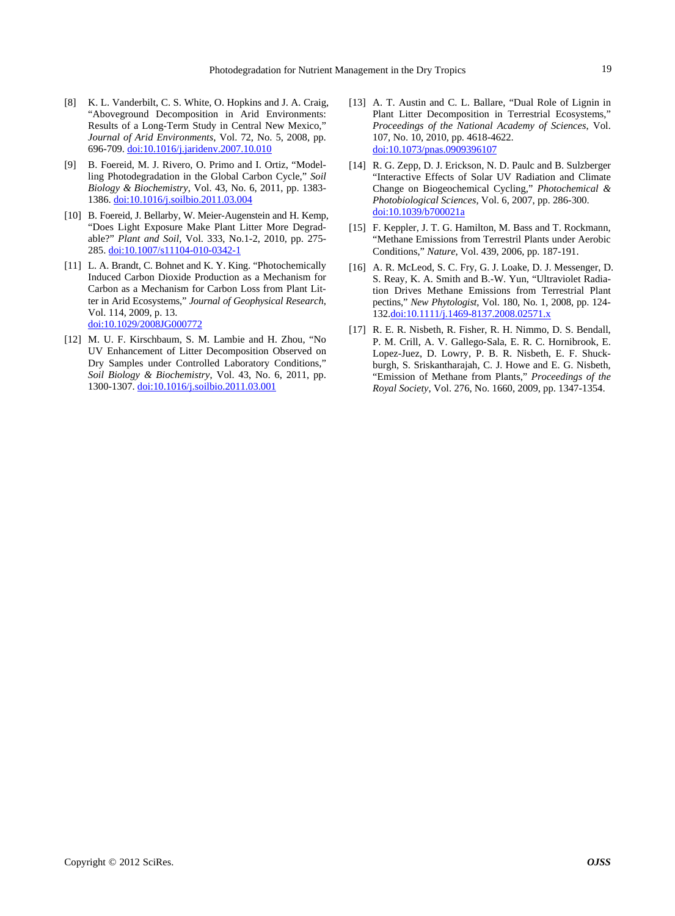[8] K. L. Vanderbilt, C. S. White, O. Hopkins and J. A. Craig, "Aboveground Decomposition in Arid Environments: Results of a Long-Term Study in Central New Mexico," *Journal of Arid Environments*, Vol. 72, No. 5, 2008, pp. 696-709. doi:10.1016/j.jaridenv.2007.10.010

[9] B. Foereid, M. J. Rivero, O. Primo and I. Ortiz, "Modelling Photodegradation in the Global Carbon Cycle," *Soil Biology & Biochemistry*, Vol. 43, No. 6, 2011, pp. 1383-1386. doi:10.1016/j.soilbio.2011.03.004

[10] B. Foereid, J. Bellarby, W. Meier-Augenstein and H. Kemp, "Does Light Exposure Make Plant Litter More Degradable?" *Plant and Soil*, Vol. 333, No.1-2, 2010, pp. 275-285. doi:10.1007/s11104-010-0342-1

[11] L. A. Brandt, C. Bohnet and K. Y. King. "Photochemically Induced Carbon Dioxide Production as a Mechanism for Carbon as a Mechanism for Carbon Loss from Plant Litter in Arid Ecosystems," *Journal of Geophysical Research*, Vol. 114, 2009, p. 13. doi:10.1029/2008JG000772

[12] M. U. F. Kirschbaum, S. M. Lambie and H. Zhou, "No UV Enhancement of Litter Decomposition Observed on Dry Samples under Controlled Laboratory Conditions," *Soil Biology & Biochemistry*, Vol. 43, No. 6, 2011, pp. 1300-1307. doi:10.1016/j.soilbio.2011.03.001

[13] A. T. Austin and C. L. Ballare, "Dual Role of Lignin in Plant Litter Decomposition in Terrestrial Ecosystems," *Proceedings of the National Academy of Sciences*, Vol. 107, No. 10, 2010, pp. 4618-4622. doi:10.1073/pnas.0909396107

[14] R. G. Zepp, D. J. Erickson, N. D. Paulc and B. Sulzberger "Interactive Effects of Solar UV Radiation and Climate Change on Biogeochemical Cycling," *Photochemical & Photobiological Sciences*, Vol. 6, 2007, pp. 286-300. doi:10.1039/b700021a

[15] F. Keppler, J. T. G. Hamilton, M. Bass and T. Rockmann, "Methane Emissions from Terrestril Plants under Aerobic Conditions," *Nature*, Vol. 439, 2006, pp. 187-191.

[16] A. R. McLeod, S. C. Fry, G. J. Loake, D. J. Messenger, D. S. Reay, K. A. Smith and B.-W. Yun, "Ultraviolet Radiation Drives Methane Emissions from Terrestrial Plant pectins," *New Phytologist*, Vol. 180, No. 1, 2008, pp. 124-132.doi:10.1111/j.1469-8137.2008.02571.x

[17] R. E. R. Nisbeth, R. Fisher, R. H. Nimmo, D. S. Bendall, P. M. Crill, A. V. Gallego-Sala, E. R. C. Hornibrook, E. Lopez-Juez, D. Lowry, P. B. R. Nisbeth, E. F. Shuckburgh, S. Sriskantharajah, C. J. Howe and E. G. Nisbeth, "Emission of Methane from Plants," *Proceedings of the Royal Society*, Vol. 276, No. 1660, 2009, pp. 1347-1354.